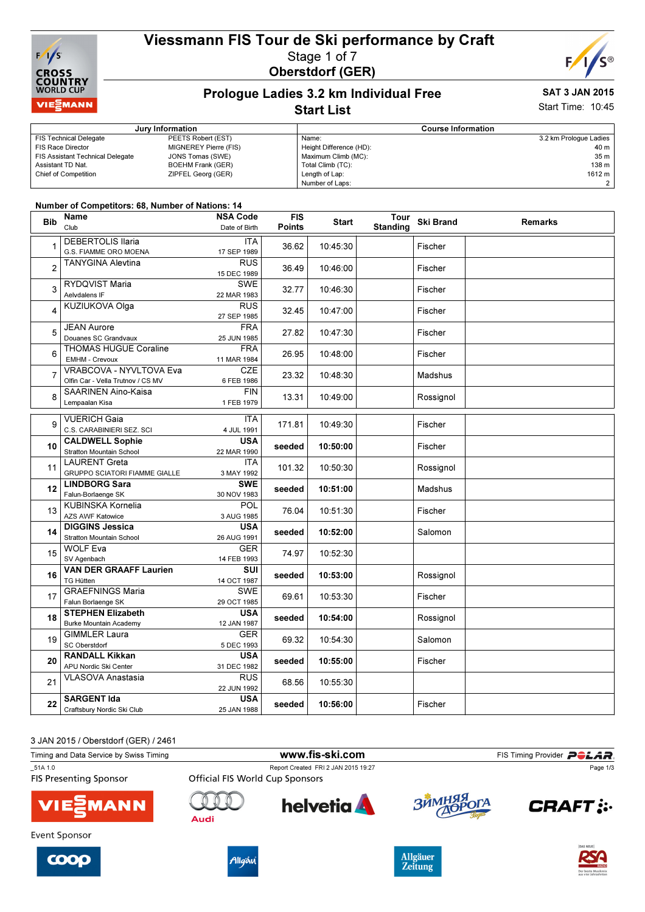# Viessmann FIS Tour de Ski performance by Craft

Stage 1 of 7

**Oberstdorf (GER)**

## Prologue Ladies 3.2 km Individual Free

## Start List

**SAT 3 JAN 2015**

Start Time: 10:45

| Jury Information | | Course Information | |
|---|---|---|---|
| FIS Technical Delegate | PEETS Robert (EST) | Name: | 3.2 km Prologue Ladies |
| FIS Race Director | MIGNEREY Pierre (FIS) | Height Difference (HD): | 40 m |
| FIS Assistant Technical Delegate | JONS Tomas (SWE) | Maximum Climb (MC): | 35 m |
| Assistant TD Nat. | BOEHM Frank (GER) | Total Climb (TC): | 138 m |
| Chief of Competition | ZIPFEL Georg (GER) | Length of Lap: | 1612 m |
| | | Number of Laps: | 2 |

**Number of Competitors: 68, Number of Nations: 14**

| Bib | Name / Club | NSA Code / Date of Birth | FIS Points | Start | Tour Standing | Ski Brand | Remarks |
|---|---|---|---|---|---|---|---|
| 1 | DEBERTOLIS Ilaria<br>G.S. FIAMME ORO MOENA | ITA<br>17 SEP 1989 | 36.62 | 10:45:30 | | Fischer | |
| 2 | TANYGINA Alevtina | RUS<br>15 DEC 1989 | 36.49 | 10:46:00 | | Fischer | |
| 3 | RYDQVIST Maria<br>Aelvdalens IF | SWE<br>22 MAR 1983 | 32.77 | 10:46:30 | | Fischer | |
| 4 | KUZIUKOVA Olga | RUS<br>27 SEP 1985 | 32.45 | 10:47:00 | | Fischer | |
| 5 | JEAN Aurore<br>Douanes SC Grandvaux | FRA<br>25 JUN 1985 | 27.82 | 10:47:30 | | Fischer | |
| 6 | THOMAS HUGUE Coraline<br>EMHM - Crevoux | FRA<br>11 MAR 1984 | 26.95 | 10:48:00 | | Fischer | |
| 7 | VRABCOVA - NYVLTOVA Eva<br>Olfin Car - Vella Trutnov / CS MV | CZE<br>6 FEB 1986 | 23.32 | 10:48:30 | | Madshus | |
| 8 | SAARINEN Aino-Kaisa<br>Lempaalan Kisa | FIN<br>1 FEB 1979 | 13.31 | 10:49:00 | | Rossignol | |
| 9 | VUERICH Gaia<br>C.S. CARABINIERI SEZ. SCI | ITA<br>4 JUL 1991 | 171.81 | 10:49:30 | | Fischer | |
| **10** | **CALDWELL Sophie**<br>Stratton Mountain School | **USA**<br>22 MAR 1990 | **seeded** | **10:50:00** | | Fischer | |
| 11 | LAURENT Greta<br>GRUPPO SCIATORI FIAMME GIALLE | ITA<br>3 MAY 1992 | 101.32 | 10:50:30 | | Rossignol | |
| **12** | **LINDBORG Sara**<br>Falun-Borlaenge SK | **SWE**<br>30 NOV 1983 | **seeded** | **10:51:00** | | Madshus | |
| 13 | KUBINSKA Kornelia<br>AZS AWF Katowice | POL<br>3 AUG 1985 | 76.04 | 10:51:30 | | Fischer | |
| **14** | **DIGGINS Jessica**<br>Stratton Mountain School | **USA**<br>26 AUG 1991 | **seeded** | **10:52:00** | | Salomon | |
| 15 | WOLF Eva<br>SV Agenbach | GER<br>14 FEB 1993 | 74.97 | 10:52:30 | | | |
| **16** | **VAN DER GRAAFF Laurien**<br>TG Hütten | **SUI**<br>14 OCT 1987 | **seeded** | **10:53:00** | | Rossignol | |
| 17 | GRAEFNINGS Maria<br>Falun Borlaenge SK | SWE<br>29 OCT 1985 | 69.61 | 10:53:30 | | Fischer | |
| **18** | **STEPHEN Elizabeth**<br>Burke Mountain Academy | **USA**<br>12 JAN 1987 | **seeded** | **10:54:00** | | Rossignol | |
| 19 | GIMMLER Laura<br>SC Oberstdorf | GER<br>5 DEC 1993 | 69.32 | 10:54:30 | | Salomon | |
| **20** | **RANDALL Kikkan**<br>APU Nordic Ski Center | **USA**<br>31 DEC 1982 | **seeded** | **10:55:00** | | Fischer | |
| 21 | VLASOVA Anastasia | RUS<br>22 JUN 1992 | 68.56 | 10:55:30 | | | |
| **22** | **SARGENT Ida**<br>Craftsbury Nordic Ski Club | **USA**<br>25 JAN 1988 | **seeded** | **10:56:00** | | Fischer | |

3 JAN 2015 / Oberstdorf (GER) / 2461

Timing and Data Service by Swiss Timing | www.fis-ski.com | FIS Timing Provider POLAR

_51A 1.0 | Report Created FRI 2 JAN 2015 19:27

FIS Presenting Sponsor | Official FIS World Cup Sponsors

Event Sponsor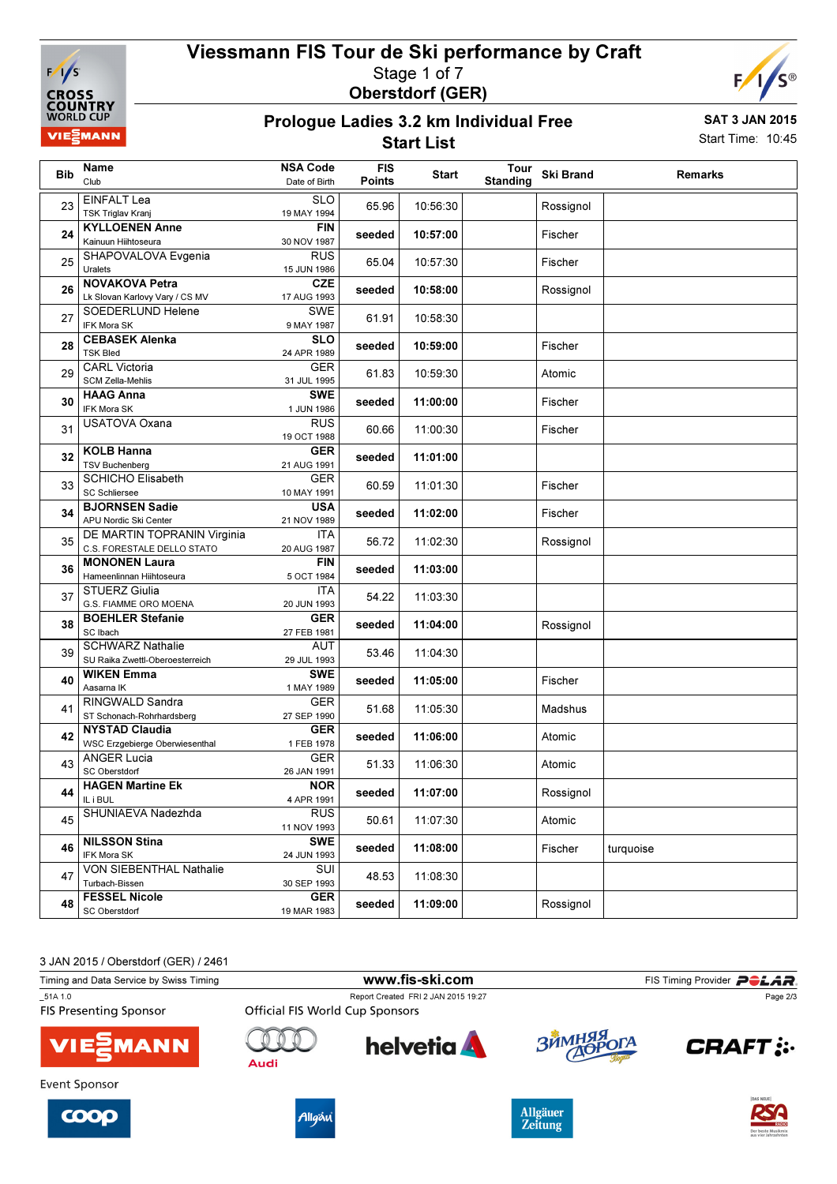# Viessmann FIS Tour de Ski performance by Craft

Stage 1 of 7

Oberstdorf (GER)

## Prologue Ladies 3.2 km Individual Free

### Start List

SAT 3 JAN 2015

Start Time: 10:45

| Bib | Name / Club | NSA Code / Date of Birth | FIS Points | Start | Tour Standing | Ski Brand | Remarks |
|---|---|---|---|---|---|---|---|
| 23 | EINFALT Lea / TSK Triglav Kranj | SLO / 19 MAY 1994 | 65.96 | 10:56:30 | | Rossignol | |
| **24** | **KYLLOENEN Anne** / Kainuun Hiihtoseura | **FIN** / 30 NOV 1987 | **seeded** | **10:57:00** | | Fischer | |
| 25 | SHAPOVALOVA Evgenia / Uralets | RUS / 15 JUN 1986 | 65.04 | 10:57:30 | | Fischer | |
| **26** | **NOVAKOVA Petra** / Lk Slovan Karlovy Vary / CS MV | **CZE** / 17 AUG 1993 | **seeded** | **10:58:00** | | Rossignol | |
| 27 | SOEDERLUND Helene / IFK Mora SK | SWE / 9 MAY 1987 | 61.91 | 10:58:30 | | | |
| **28** | **CEBASEK Alenka** / TSK Bled | **SLO** / 24 APR 1989 | **seeded** | **10:59:00** | | Fischer | |
| 29 | CARL Victoria / SCM Zella-Mehlis | GER / 31 JUL 1995 | 61.83 | 10:59:30 | | Atomic | |
| **30** | **HAAG Anna** / IFK Mora SK | **SWE** / 1 JUN 1986 | **seeded** | **11:00:00** | | Fischer | |
| 31 | USATOVA Oxana | RUS / 19 OCT 1988 | 60.66 | 11:00:30 | | Fischer | |
| **32** | **KOLB Hanna** / TSV Buchenberg | **GER** / 21 AUG 1991 | **seeded** | **11:01:00** | | | |
| 33 | SCHICHO Elisabeth / SC Schliersee | GER / 10 MAY 1991 | 60.59 | 11:01:30 | | Fischer | |
| **34** | **BJORNSEN Sadie** / APU Nordic Ski Center | **USA** / 21 NOV 1989 | **seeded** | **11:02:00** | | Fischer | |
| 35 | DE MARTIN TOPRANIN Virginia / C.S. FORESTALE DELLO STATO | ITA / 20 AUG 1987 | 56.72 | 11:02:30 | | Rossignol | |
| **36** | **MONONEN Laura** / Hameenlinnan Hiihtoseura | **FIN** / 5 OCT 1984 | **seeded** | **11:03:00** | | | |
| 37 | STUERZ Giulia / G.S. FIAMME ORO MOENA | ITA / 20 JUN 1993 | 54.22 | 11:03:30 | | | |
| **38** | **BOEHLER Stefanie** / SC Ibach | **GER** / 27 FEB 1981 | **seeded** | **11:04:00** | | Rossignol | |
| 39 | SCHWARZ Nathalie / SU Raika Zwettl-Oberoesterreich | AUT / 29 JUL 1993 | 53.46 | 11:04:30 | | | |
| **40** | **WIKEN Emma** / Aasarna IK | **SWE** / 1 MAY 1989 | **seeded** | **11:05:00** | | Fischer | |
| 41 | RINGWALD Sandra / ST Schonach-Rohrhardsberg | GER / 27 SEP 1990 | 51.68 | 11:05:30 | | Madshus | |
| **42** | **NYSTAD Claudia** / WSC Erzgebierge Oberwiesenthal | **GER** / 1 FEB 1978 | **seeded** | **11:06:00** | | Atomic | |
| 43 | ANGER Lucia / SC Oberstdorf | GER / 26 JAN 1991 | 51.33 | 11:06:30 | | Atomic | |
| **44** | **HAGEN Martine Ek** / IL i BUL | **NOR** / 4 APR 1991 | **seeded** | **11:07:00** | | Rossignol | |
| 45 | SHUNIAEVA Nadezhda | RUS / 11 NOV 1993 | 50.61 | 11:07:30 | | Atomic | |
| **46** | **NILSSON Stina** / IFK Mora SK | **SWE** / 24 JUN 1993 | **seeded** | **11:08:00** | | Fischer | turquoise |
| 47 | VON SIEBENTHAL Nathalie / Turbach-Bissen | SUI / 30 SEP 1993 | 48.53 | 11:08:30 | | | |
| **48** | **FESSEL Nicole** / SC Oberstdorf | **GER** / 19 MAR 1983 | **seeded** | **11:09:00** | | Rossignol | |

3 JAN 2015 / Oberstdorf (GER) / 2461

Timing and Data Service by Swiss Timing | www.fis-ski.com | FIS Timing Provider POLAR

_51A 1.0 | Report Created FRI 2 JAN 2015 19:27

FIS Presenting Sponsor: Viessmann

Official FIS World Cup Sponsors: Audi, helvetia, Зимняя Дорога, CRAFT

Event Sponsor: coop, Allgäu, Allgäuer Zeitung, RSA Radio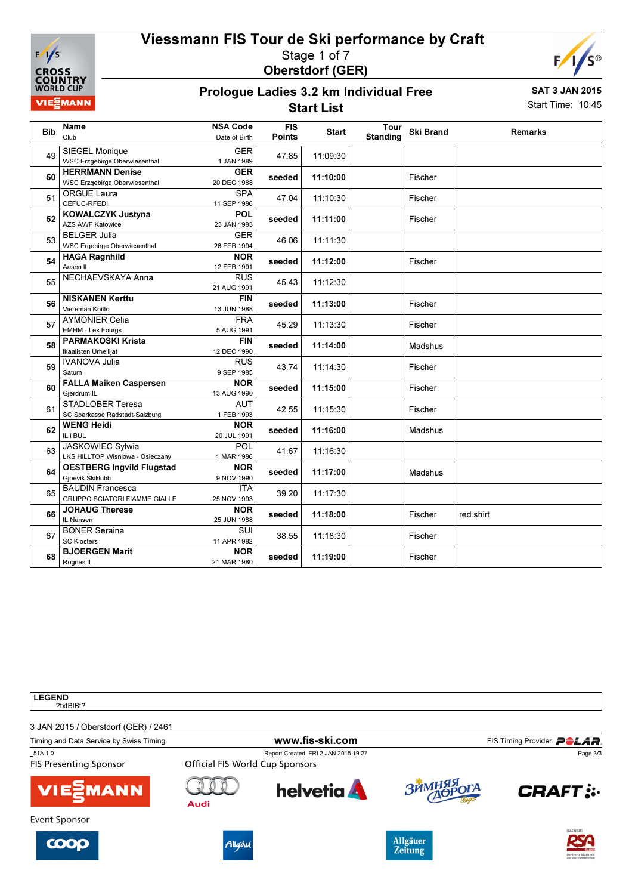# Viessmann FIS Tour de Ski performance by Craft

Stage 1 of 7

**Oberstdorf (GER)**

## Prologue Ladies 3.2 km Individual Free

**Start List**

**SAT 3 JAN 2015**

Start Time: 10:45

| Bib | Name / Club | NSA Code / Date of Birth | FIS Points | Start | Tour Standing | Ski Brand | Remarks |
|---|---|---|---|---|---|---|---|
| 49 | SIEGEL Monique<br>WSC Erzgebirge Oberwiesenthal | GER<br>1 JAN 1989 | 47.85 | 11:09:30 | | | |
| 50 | **HERRMANN Denise**<br>WSC Erzgebirge Oberwiesenthal | **GER**<br>20 DEC 1988 | **seeded** | **11:10:00** | | Fischer | |
| 51 | ORGUE Laura<br>CEFUC-RFEDI | SPA<br>11 SEP 1986 | 47.04 | 11:10:30 | | Fischer | |
| 52 | **KOWALCZYK Justyna**<br>AZS AWF Katowice | **POL**<br>23 JAN 1983 | **seeded** | **11:11:00** | | Fischer | |
| 53 | BELGER Julia<br>WSC Ergebirge Oberwiesenthal | GER<br>26 FEB 1994 | 46.06 | 11:11:30 | | | |
| 54 | **HAGA Ragnhild**<br>Aasen IL | **NOR**<br>12 FEB 1991 | **seeded** | **11:12:00** | | Fischer | |
| 55 | NECHAEVSKAYA Anna | RUS<br>21 AUG 1991 | 45.43 | 11:12:30 | | | |
| 56 | **NISKANEN Kerttu**<br>Vieremän Koitto | **FIN**<br>13 JUN 1988 | **seeded** | **11:13:00** | | Fischer | |
| 57 | AYMONIER Celia<br>EMHM - Les Fourgs | FRA<br>5 AUG 1991 | 45.29 | 11:13:30 | | Fischer | |
| 58 | **PARMAKOSKI Krista**<br>Ikaalisten Urheilijat | **FIN**<br>12 DEC 1990 | **seeded** | **11:14:00** | | Madshus | |
| 59 | IVANOVA Julia<br>Saturn | RUS<br>9 SEP 1985 | 43.74 | 11:14:30 | | Fischer | |
| 60 | **FALLA Maiken Caspersen**<br>Gjerdrum IL | **NOR**<br>13 AUG 1990 | **seeded** | **11:15:00** | | Fischer | |
| 61 | STADLOBER Teresa<br>SC Sparkasse Radstadt-Salzburg | AUT<br>1 FEB 1993 | 42.55 | 11:15:30 | | Fischer | |
| 62 | **WENG Heidi**<br>IL i BUL | **NOR**<br>20 JUL 1991 | **seeded** | **11:16:00** | | Madshus | |
| 63 | JASKOWIEC Sylwia<br>LKS HILLTOP Wisniowa - Osieczany | POL<br>1 MAR 1986 | 41.67 | 11:16:30 | | | |
| 64 | **OESTBERG Ingvild Flugstad**<br>Gjoevik Skiklubb | **NOR**<br>9 NOV 1990 | **seeded** | **11:17:00** | | Madshus | |
| 65 | BAUDIN Francesca<br>GRUPPO SCIATORI FIAMME GIALLE | ITA<br>25 NOV 1993 | 39.20 | 11:17:30 | | | |
| 66 | **JOHAUG Therese**<br>IL Nansen | **NOR**<br>25 JUN 1988 | **seeded** | **11:18:00** | | Fischer | red shirt |
| 67 | BONER Seraina<br>SC Klosters | SUI<br>11 APR 1982 | 38.55 | 11:18:30 | | Fischer | |
| 68 | **BJOERGEN Marit**<br>Rognes IL | **NOR**<br>21 MAR 1980 | **seeded** | **11:19:00** | | Fischer | |

**LEGEND**

?txtBIBt?

3 JAN 2015 / Oberstdorf (GER) / 2461

Timing and Data Service by Swiss Timing — www.fis-ski.com — FIS Timing Provider POLAR

_51A 1.0 — Report Created FRI 2 JAN 2015 19:27

FIS Presenting Sponsor — Official FIS World Cup Sponsors

Event Sponsor